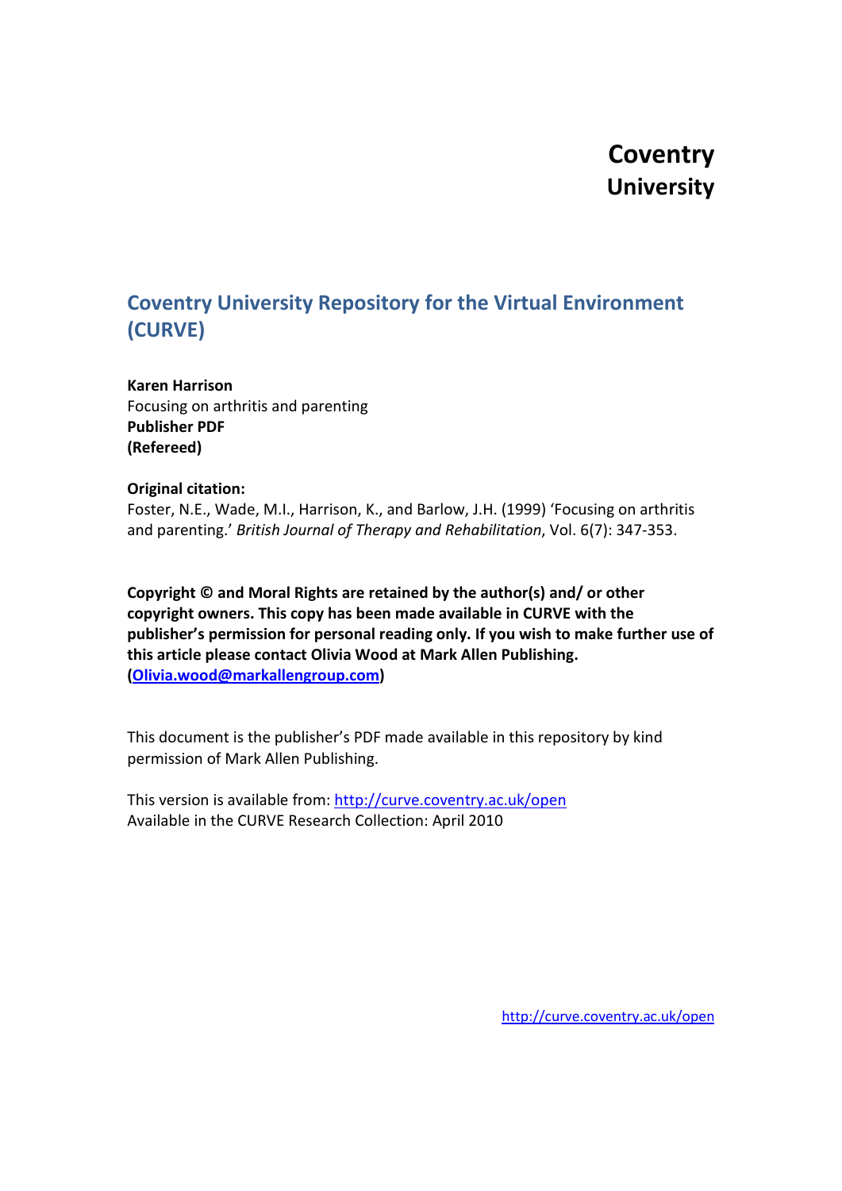**Coventry University**

# Coventry University Repository for the Virtual Environment (CURVE)

**Karen Harrison**
Focusing on arthritis and parenting
**Publisher PDF**
**(Refereed)**

**Original citation:**
Foster, N.E., Wade, M.I., Harrison, K., and Barlow, J.H. (1999) 'Focusing on arthritis and parenting.' *British Journal of Therapy and Rehabilitation*, Vol. 6(7): 347-353.

**Copyright © and Moral Rights are retained by the author(s) and/ or other copyright owners. This copy has been made available in CURVE with the publisher's permission for personal reading only. If you wish to make further use of this article please contact Olivia Wood at Mark Allen Publishing. ([Olivia.wood@markallengroup.com](mailto:Olivia.wood@markallengroup.com))**

This document is the publisher's PDF made available in this repository by kind permission of Mark Allen Publishing.

This version is available from: [http://curve.coventry.ac.uk/open](http://curve.coventry.ac.uk/open)
Available in the CURVE Research Collection: April 2010

[http://curve.coventry.ac.uk/open](http://curve.coventry.ac.uk/open)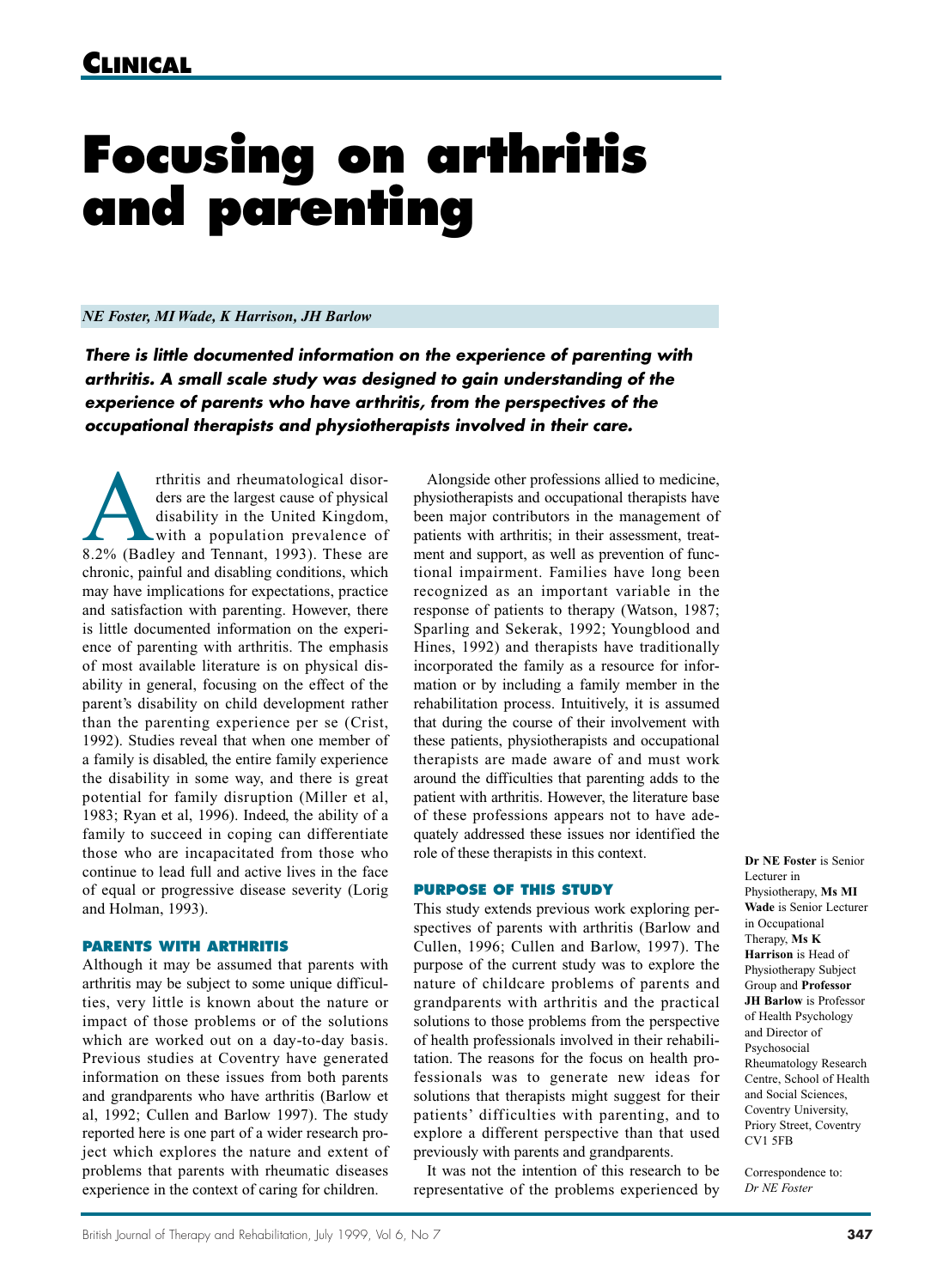## Clinical

# Focusing on arthritis and parenting

*NE Foster, MI Wade, K Harrison, JH Barlow*

***There is little documented information on the experience of parenting with arthritis. A small scale study was designed to gain understanding of the experience of parents who have arthritis, from the perspectives of the occupational therapists and physiotherapists involved in their care.***

Arthritis and rheumatological disorders are the largest cause of physical disability in the United Kingdom, with a population prevalence of 8.2% (Badley and Tennant, 1993). These are chronic, painful and disabling conditions, which may have implications for expectations, practice and satisfaction with parenting. However, there is little documented information on the experience of parenting with arthritis. The emphasis of most available literature is on physical disability in general, focusing on the effect of the parent's disability on child development rather than the parenting experience per se (Crist, 1992). Studies reveal that when one member of a family is disabled, the entire family experience the disability in some way, and there is great potential for family disruption (Miller et al, 1983; Ryan et al, 1996). Indeed, the ability of a family to succeed in coping can differentiate those who are incapacitated from those who continue to lead full and active lives in the face of equal or progressive disease severity (Lorig and Holman, 1993).

### Parents with arthritis

Although it may be assumed that parents with arthritis may be subject to some unique difficulties, very little is known about the nature or impact of those problems or of the solutions which are worked out on a day-to-day basis. Previous studies at Coventry have generated information on these issues from both parents and grandparents who have arthritis (Barlow et al, 1992; Cullen and Barlow 1997). The study reported here is one part of a wider research project which explores the nature and extent of problems that parents with rheumatic diseases experience in the context of caring for children.

Alongside other professions allied to medicine, physiotherapists and occupational therapists have been major contributors in the management of patients with arthritis; in their assessment, treatment and support, as well as prevention of functional impairment. Families have long been recognized as an important variable in the response of patients to therapy (Watson, 1987; Sparling and Sekerak, 1992; Youngblood and Hines, 1992) and therapists have traditionally incorporated the family as a resource for information or by including a family member in the rehabilitation process. Intuitively, it is assumed that during the course of their involvement with these patients, physiotherapists and occupational therapists are made aware of and must work around the difficulties that parenting adds to the patient with arthritis. However, the literature base of these professions appears not to have adequately addressed these issues nor identified the role of these therapists in this context.

### Purpose of this study

This study extends previous work exploring perspectives of parents with arthritis (Barlow and Cullen, 1996; Cullen and Barlow, 1997). The purpose of the current study was to explore the nature of childcare problems of parents and grandparents with arthritis and the practical solutions to those problems from the perspective of health professionals involved in their rehabilitation. The reasons for the focus on health professionals was to generate new ideas for solutions that therapists might suggest for their patients' difficulties with parenting, and to explore a different perspective than that used previously with parents and grandparents.

It was not the intention of this research to be representative of the problems experienced by

**Dr NE Foster** is Senior Lecturer in Physiotherapy, **Ms MI Wade** is Senior Lecturer in Occupational Therapy, **Ms K Harrison** is Head of Physiotherapy Subject Group and **Professor JH Barlow** is Professor of Health Psychology and Director of Psychosocial Rheumatology Research Centre, School of Health and Social Sciences, Coventry University, Priory Street, Coventry CV1 5FB

Correspondence to: *Dr NE Foster*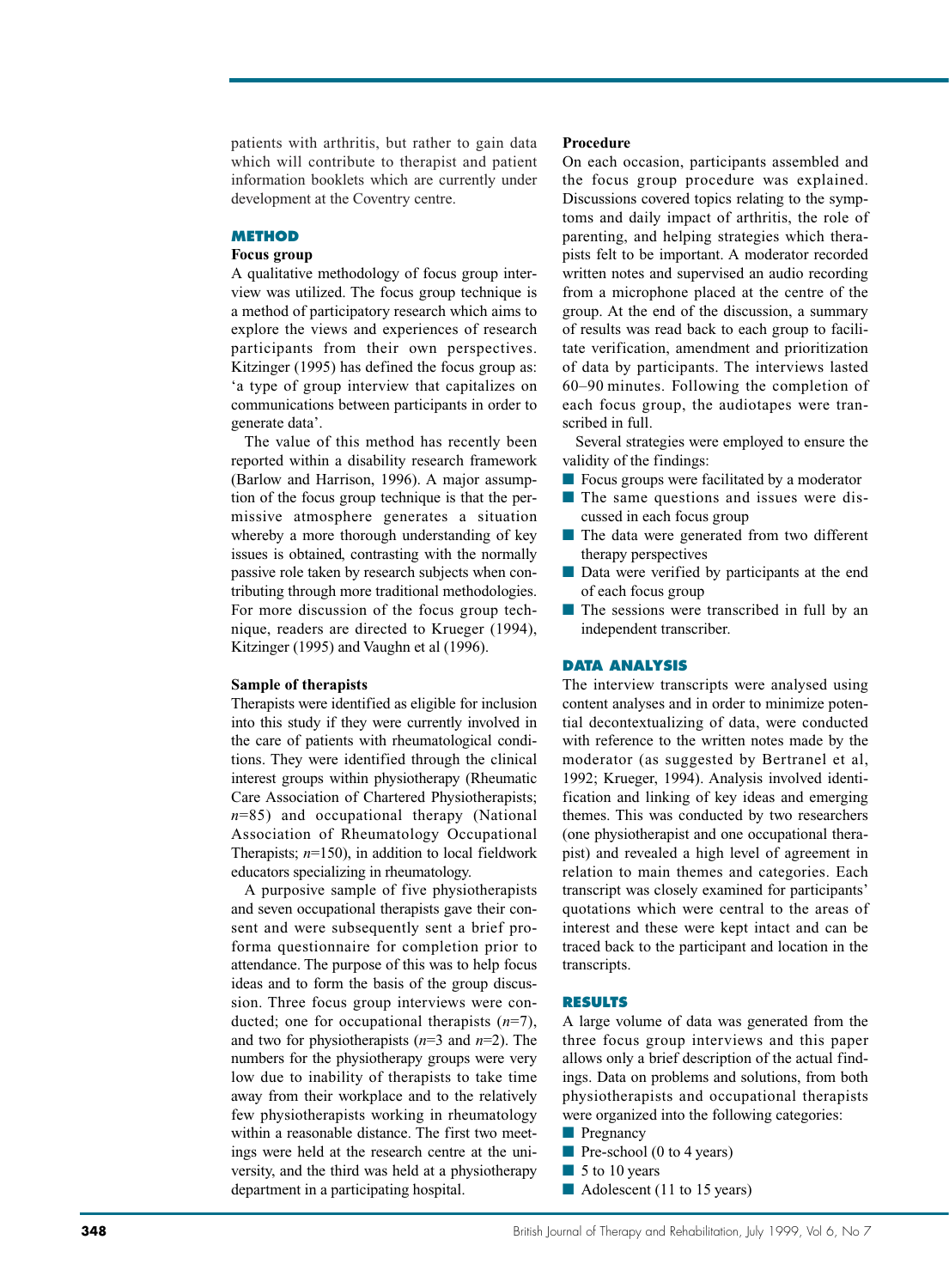patients with arthritis, but rather to gain data which will contribute to therapist and patient information booklets which are currently under development at the Coventry centre.

## METHOD

### Focus group

A qualitative methodology of focus group interview was utilized. The focus group technique is a method of participatory research which aims to explore the views and experiences of research participants from their own perspectives. Kitzinger (1995) has defined the focus group as: 'a type of group interview that capitalizes on communications between participants in order to generate data'.

The value of this method has recently been reported within a disability research framework (Barlow and Harrison, 1996). A major assumption of the focus group technique is that the permissive atmosphere generates a situation whereby a more thorough understanding of key issues is obtained, contrasting with the normally passive role taken by research subjects when contributing through more traditional methodologies. For more discussion of the focus group technique, readers are directed to Krueger (1994), Kitzinger (1995) and Vaughn et al (1996).

### Sample of therapists

Therapists were identified as eligible for inclusion into this study if they were currently involved in the care of patients with rheumatological conditions. They were identified through the clinical interest groups within physiotherapy (Rheumatic Care Association of Chartered Physiotherapists; *n*=85) and occupational therapy (National Association of Rheumatology Occupational Therapists; *n*=150), in addition to local fieldwork educators specializing in rheumatology.

A purposive sample of five physiotherapists and seven occupational therapists gave their consent and were subsequently sent a brief proforma questionnaire for completion prior to attendance. The purpose of this was to help focus ideas and to form the basis of the group discussion. Three focus group interviews were conducted; one for occupational therapists (*n*=7), and two for physiotherapists (*n*=3 and *n*=2). The numbers for the physiotherapy groups were very low due to inability of therapists to take time away from their workplace and to the relatively few physiotherapists working in rheumatology within a reasonable distance. The first two meetings were held at the research centre at the university, and the third was held at a physiotherapy department in a participating hospital.

### Procedure

On each occasion, participants assembled and the focus group procedure was explained. Discussions covered topics relating to the symptoms and daily impact of arthritis, the role of parenting, and helping strategies which therapists felt to be important. A moderator recorded written notes and supervised an audio recording from a microphone placed at the centre of the group. At the end of the discussion, a summary of results was read back to each group to facilitate verification, amendment and prioritization of data by participants. The interviews lasted 60–90 minutes. Following the completion of each focus group, the audiotapes were transcribed in full.

Several strategies were employed to ensure the validity of the findings:

- Focus groups were facilitated by a moderator
- The same questions and issues were discussed in each focus group
- The data were generated from two different therapy perspectives
- Data were verified by participants at the end of each focus group
- The sessions were transcribed in full by an independent transcriber.

## DATA ANALYSIS

The interview transcripts were analysed using content analyses and in order to minimize potential decontextualizing of data, were conducted with reference to the written notes made by the moderator (as suggested by Bertranel et al, 1992; Krueger, 1994). Analysis involved identification and linking of key ideas and emerging themes. This was conducted by two researchers (one physiotherapist and one occupational therapist) and revealed a high level of agreement in relation to main themes and categories. Each transcript was closely examined for participants' quotations which were central to the areas of interest and these were kept intact and can be traced back to the participant and location in the transcripts.

## RESULTS

A large volume of data was generated from the three focus group interviews and this paper allows only a brief description of the actual findings. Data on problems and solutions, from both physiotherapists and occupational therapists were organized into the following categories:

- Pregnancy
- Pre-school (0 to 4 years)
- 5 to 10 years
- Adolescent (11 to 15 years)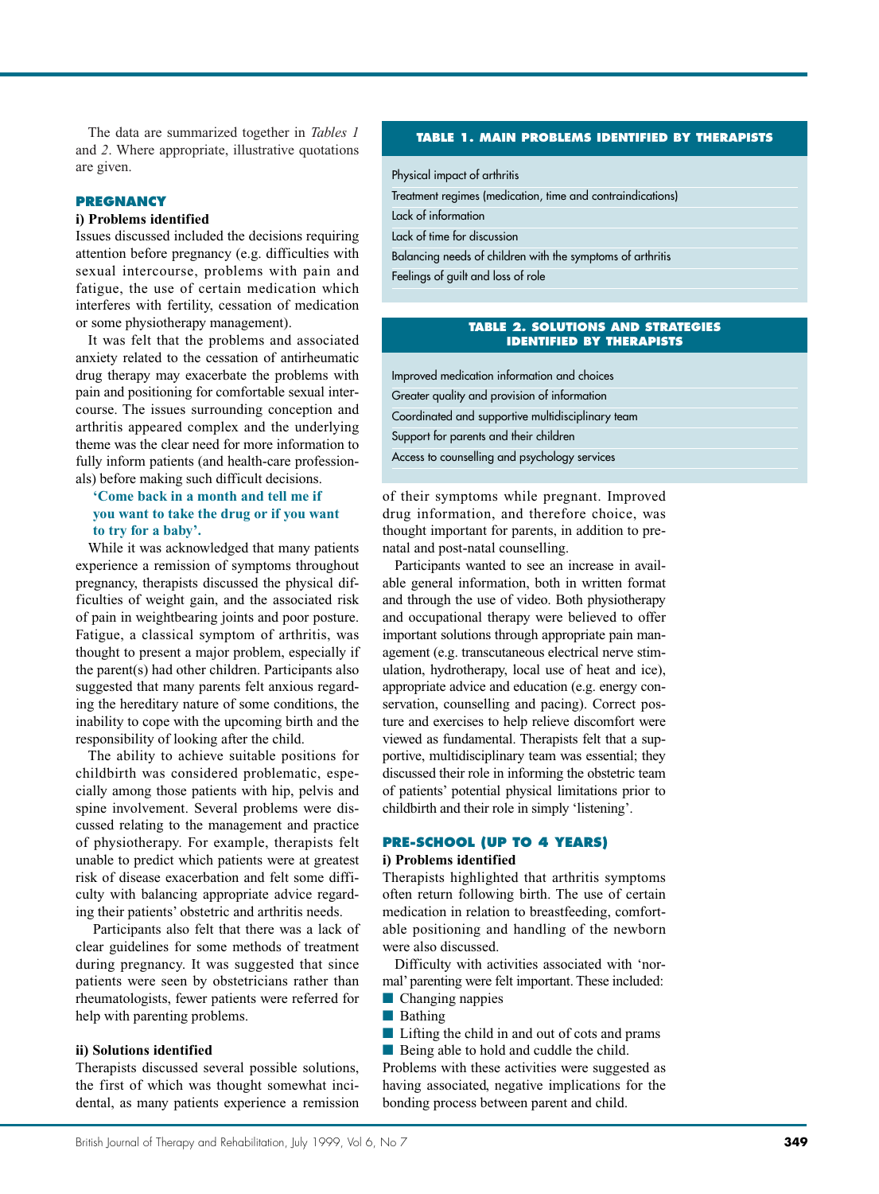The data are summarized together in *Tables 1* and *2*. Where appropriate, illustrative quotations are given.

## PREGNANCY

### i) Problems identified

Issues discussed included the decisions requiring attention before pregnancy (e.g. difficulties with sexual intercourse, problems with pain and fatigue, the use of certain medication which interferes with fertility, cessation of medication or some physiotherapy management).

It was felt that the problems and associated anxiety related to the cessation of antirheumatic drug therapy may exacerbate the problems with pain and positioning for comfortable sexual intercourse. The issues surrounding conception and arthritis appeared complex and the underlying theme was the clear need for more information to fully inform patients (and health-care professionals) before making such difficult decisions.

> **'Come back in a month and tell me if you want to take the drug or if you want to try for a baby'.**

While it was acknowledged that many patients experience a remission of symptoms throughout pregnancy, therapists discussed the physical difficulties of weight gain, and the associated risk of pain in weightbearing joints and poor posture. Fatigue, a classical symptom of arthritis, was thought to present a major problem, especially if the parent(s) had other children. Participants also suggested that many parents felt anxious regarding the hereditary nature of some conditions, the inability to cope with the upcoming birth and the responsibility of looking after the child.

The ability to achieve suitable positions for childbirth was considered problematic, especially among those patients with hip, pelvis and spine involvement. Several problems were discussed relating to the management and practice of physiotherapy. For example, therapists felt unable to predict which patients were at greatest risk of disease exacerbation and felt some difficulty with balancing appropriate advice regarding their patients' obstetric and arthritis needs.

Participants also felt that there was a lack of clear guidelines for some methods of treatment during pregnancy. It was suggested that since patients were seen by obstetricians rather than rheumatologists, fewer patients were referred for help with parenting problems.

### ii) Solutions identified

Therapists discussed several possible solutions, the first of which was thought somewhat incidental, as many patients experience a remission of their symptoms while pregnant. Improved drug information, and therefore choice, was thought important for parents, in addition to pre-natal and post-natal counselling.

Participants wanted to see an increase in available general information, both in written format and through the use of video. Both physiotherapy and occupational therapy were believed to offer important solutions through appropriate pain management (e.g. transcutaneous electrical nerve stimulation, hydrotherapy, local use of heat and ice), appropriate advice and education (e.g. energy conservation, counselling and pacing). Correct posture and exercises to help relieve discomfort were viewed as fundamental. Therapists felt that a supportive, multidisciplinary team was essential; they discussed their role in informing the obstetric team of patients' potential physical limitations prior to childbirth and their role in simply 'listening'.

| TABLE 1. MAIN PROBLEMS IDENTIFIED BY THERAPISTS |
|---|
| Physical impact of arthritis |
| Treatment regimes (medication, time and contraindications) |
| Lack of information |
| Lack of time for discussion |
| Balancing needs of children with the symptoms of arthritis |
| Feelings of guilt and loss of role |

| TABLE 2. SOLUTIONS AND STRATEGIES IDENTIFIED BY THERAPISTS |
|---|
| Improved medication information and choices |
| Greater quality and provision of information |
| Coordinated and supportive multidisciplinary team |
| Support for parents and their children |
| Access to counselling and psychology services |

## PRE-SCHOOL (UP TO 4 YEARS)

### i) Problems identified

Therapists highlighted that arthritis symptoms often return following birth. The use of certain medication in relation to breastfeeding, comfortable positioning and handling of the newborn were also discussed.

Difficulty with activities associated with 'normal' parenting were felt important. These included:

- Changing nappies
- Bathing
- Lifting the child in and out of cots and prams
- Being able to hold and cuddle the child.

Problems with these activities were suggested as having associated, negative implications for the bonding process between parent and child.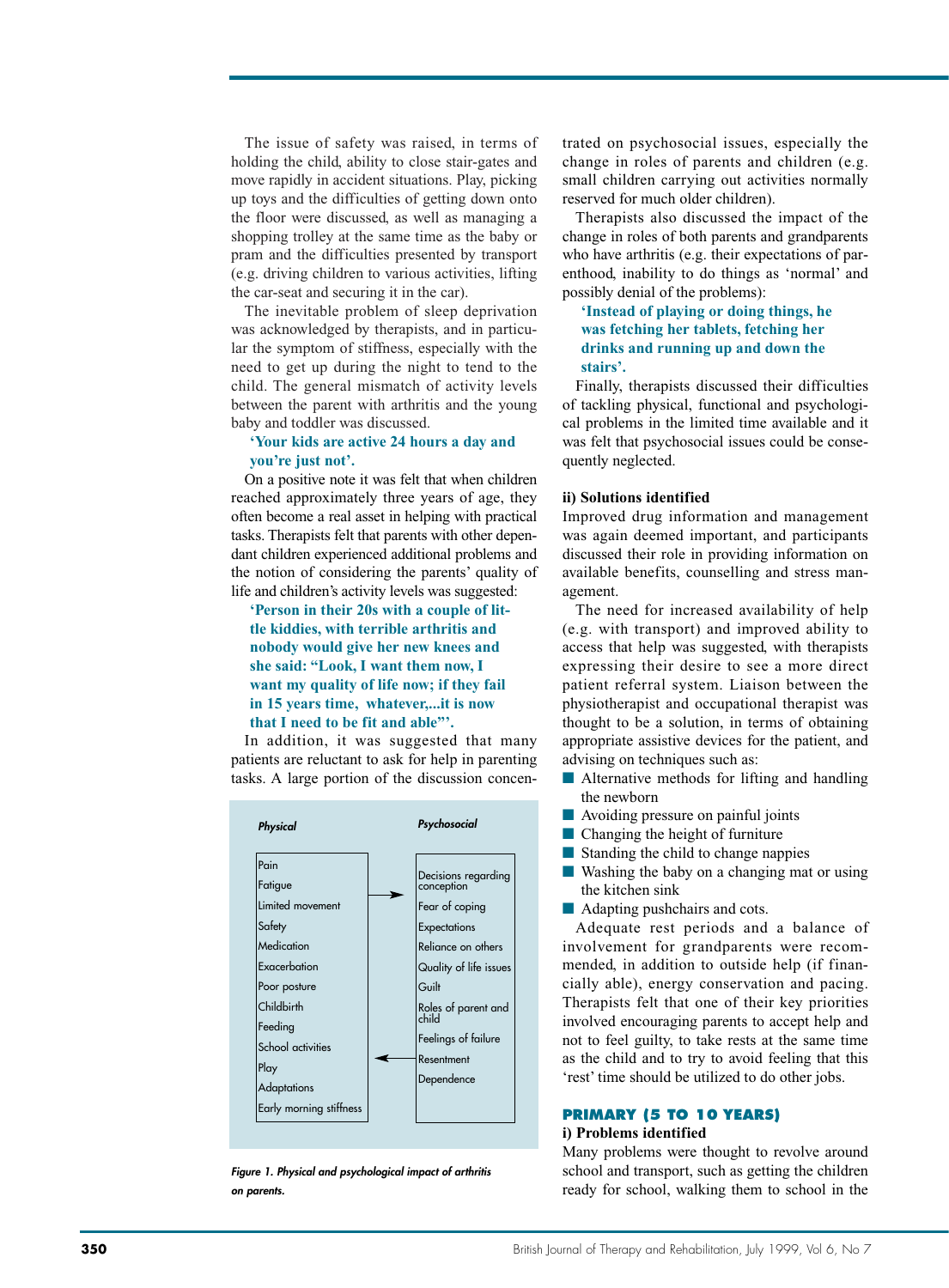The issue of safety was raised, in terms of holding the child, ability to close stair-gates and move rapidly in accident situations. Play, picking up toys and the difficulties of getting down onto the floor were discussed, as well as managing a shopping trolley at the same time as the baby or pram and the difficulties presented by transport (e.g. driving children to various activities, lifting the car-seat and securing it in the car).

The inevitable problem of sleep deprivation was acknowledged by therapists, and in particular the symptom of stiffness, especially with the need to get up during the night to tend to the child. The general mismatch of activity levels between the parent with arthritis and the young baby and toddler was discussed.

> **'Your kids are active 24 hours a day and you're just not'.**

On a positive note it was felt that when children reached approximately three years of age, they often become a real asset in helping with practical tasks. Therapists felt that parents with other dependant children experienced additional problems and the notion of considering the parents' quality of life and children's activity levels was suggested:

> **'Person in their 20s with a couple of little kiddies, with terrible arthritis and nobody would give her new knees and she said: "Look, I want them now, I want my quality of life now; if they fail in 15 years time, whatever,...it is now that I need to be fit and able"'.**

In addition, it was suggested that many patients are reluctant to ask for help in parenting tasks. A large portion of the discussion concentrated on psychosocial issues, especially the change in roles of parents and children (e.g. small children carrying out activities normally reserved for much older children).

Therapists also discussed the impact of the change in roles of both parents and grandparents who have arthritis (e.g. their expectations of parenthood, inability to do things as 'normal' and possibly denial of the problems):

> **'Instead of playing or doing things, he was fetching her tablets, fetching her drinks and running up and down the stairs'.**

Finally, therapists discussed their difficulties of tackling physical, functional and psychological problems in the limited time available and it was felt that psychosocial issues could be consequently neglected.

| *Physical* | *Psychosocial* |
|---|---|
| Pain | Decisions regarding conception |
| Fatigue | Fear of coping |
| Limited movement | Expectations |
| Safety | Reliance on others |
| Medication | Quality of life issues |
| Exacerbation | Guilt |
| Poor posture | Roles of parent and child |
| Childbirth | Feelings of failure |
| Feeding | Resentment |
| School activities | Dependence |
| Play | |
| Adaptations | |
| Early morning stiffness | |

*Figure 1. Physical and psychological impact of arthritis on parents.*

### ii) Solutions identified

Improved drug information and management was again deemed important, and participants discussed their role in providing information on available benefits, counselling and stress management.

The need for increased availability of help (e.g. with transport) and improved ability to access that help was suggested, with therapists expressing their desire to see a more direct patient referral system. Liaison between the physiotherapist and occupational therapist was thought to be a solution, in terms of obtaining appropriate assistive devices for the patient, and advising on techniques such as:

- Alternative methods for lifting and handling the newborn
- Avoiding pressure on painful joints
- Changing the height of furniture
- Standing the child to change nappies
- Washing the baby on a changing mat or using the kitchen sink
- Adapting pushchairs and cots.

Adequate rest periods and a balance of involvement for grandparents were recommended, in addition to outside help (if financially able), energy conservation and pacing. Therapists felt that one of their key priorities involved encouraging parents to accept help and not to feel guilty, to take rests at the same time as the child and to try to avoid feeling that this 'rest' time should be utilized to do other jobs.

## PRIMARY (5 TO 10 YEARS)

### i) Problems identified

Many problems were thought to revolve around school and transport, such as getting the children ready for school, walking them to school in the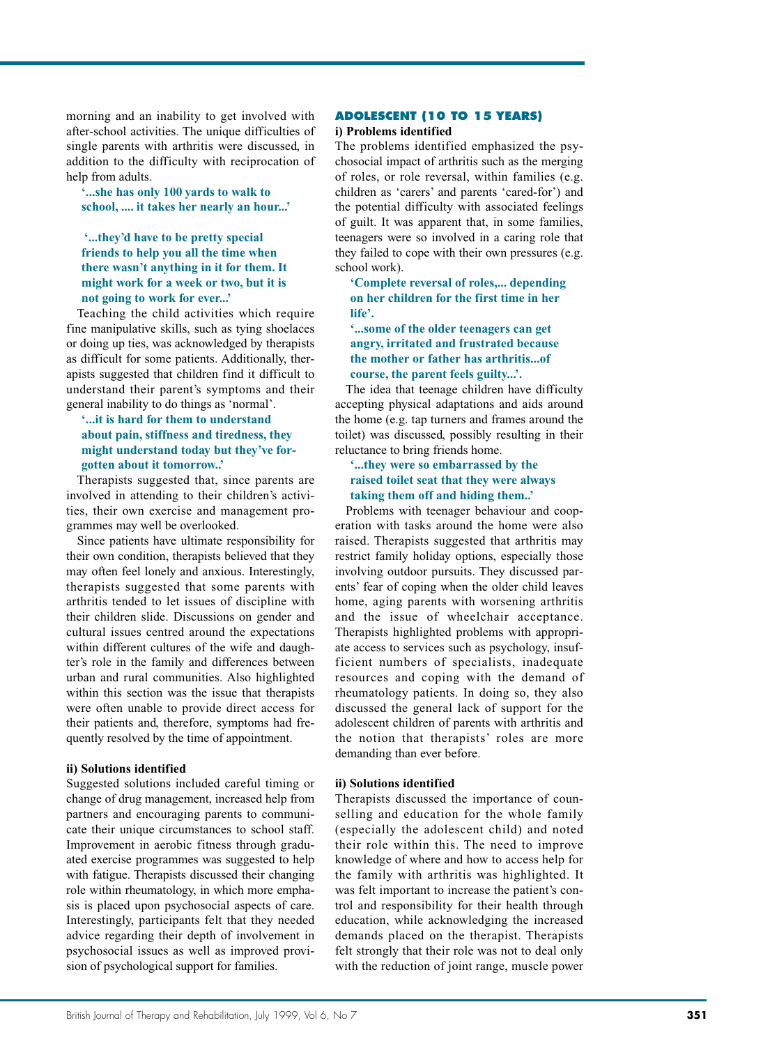morning and an inability to get involved with after-school activities. The unique difficulties of single parents with arthritis were discussed, in addition to the difficulty with reciprocation of help from adults.

**'...she has only 100 yards to walk to school, .... it takes her nearly an hour...'**

**'...they'd have to be pretty special friends to help you all the time when there wasn't anything in it for them. It might work for a week or two, but it is not going to work for ever...'**

Teaching the child activities which require fine manipulative skills, such as tying shoelaces or doing up ties, was acknowledged by therapists as difficult for some patients. Additionally, therapists suggested that children find it difficult to understand their parent's symptoms and their general inability to do things as 'normal'.

**'...it is hard for them to understand about pain, stiffness and tiredness, they might understand today but they've forgotten about it tomorrow..'**

Therapists suggested that, since parents are involved in attending to their children's activities, their own exercise and management programmes may well be overlooked.

Since patients have ultimate responsibility for their own condition, therapists believed that they may often feel lonely and anxious. Interestingly, therapists suggested that some parents with arthritis tended to let issues of discipline with their children slide. Discussions on gender and cultural issues centred around the expectations within different cultures of the wife and daughter's role in the family and differences between urban and rural communities. Also highlighted within this section was the issue that therapists were often unable to provide direct access for their patients and, therefore, symptoms had frequently resolved by the time of appointment.

**ii) Solutions identified**

Suggested solutions included careful timing or change of drug management, increased help from partners and encouraging parents to communicate their unique circumstances to school staff. Improvement in aerobic fitness through graduated exercise programmes was suggested to help with fatigue. Therapists discussed their changing role within rheumatology, in which more emphasis is placed upon psychosocial aspects of care. Interestingly, participants felt that they needed advice regarding their depth of involvement in psychosocial issues as well as improved provision of psychological support for families.

## ADOLESCENT (10 TO 15 YEARS)

**i) Problems identified**

The problems identified emphasized the psychosocial impact of arthritis such as the merging of roles, or role reversal, within families (e.g. children as 'carers' and parents 'cared-for') and the potential difficulty with associated feelings of guilt. It was apparent that, in some families, teenagers were so involved in a caring role that they failed to cope with their own pressures (e.g. school work).

**'Complete reversal of roles,... depending on her children for the first time in her life'.**

**'...some of the older teenagers can get angry, irritated and frustrated because the mother or father has arthritis...of course, the parent feels guilty...'.**

The idea that teenage children have difficulty accepting physical adaptations and aids around the home (e.g. tap turners and frames around the toilet) was discussed, possibly resulting in their reluctance to bring friends home.

**'...they were so embarrassed by the raised toilet seat that they were always taking them off and hiding them..'**

Problems with teenager behaviour and cooperation with tasks around the home were also raised. Therapists suggested that arthritis may restrict family holiday options, especially those involving outdoor pursuits. They discussed parents' fear of coping when the older child leaves home, aging parents with worsening arthritis and the issue of wheelchair acceptance. Therapists highlighted problems with appropriate access to services such as psychology, insufficient numbers of specialists, inadequate resources and coping with the demand of rheumatology patients. In doing so, they also discussed the general lack of support for the adolescent children of parents with arthritis and the notion that therapists' roles are more demanding than ever before.

**ii) Solutions identified**

Therapists discussed the importance of counselling and education for the whole family (especially the adolescent child) and noted their role within this. The need to improve knowledge of where and how to access help for the family with arthritis was highlighted. It was felt important to increase the patient's control and responsibility for their health through education, while acknowledging the increased demands placed on the therapist. Therapists felt strongly that their role was not to deal only with the reduction of joint range, muscle power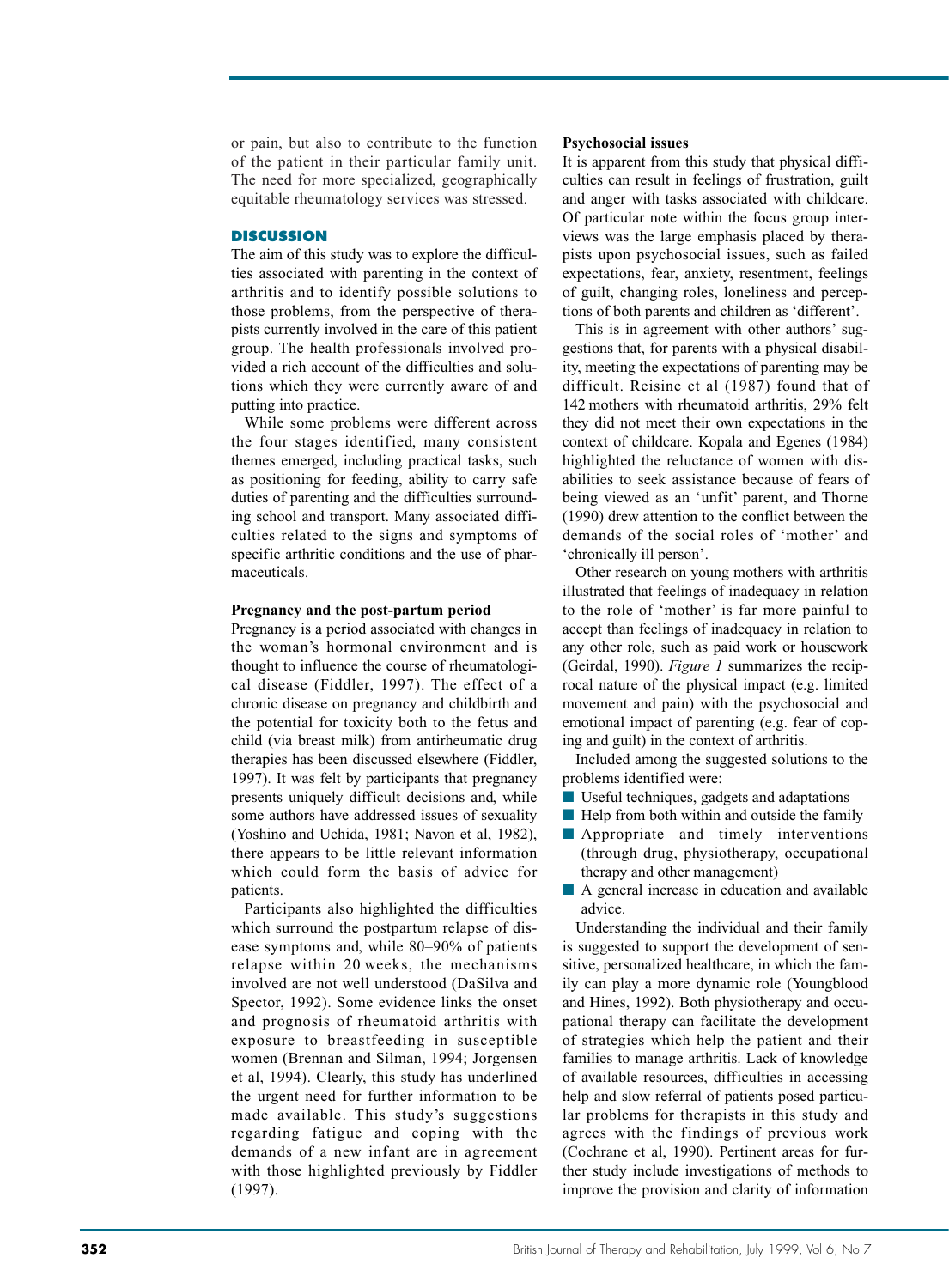or pain, but also to contribute to the function of the patient in their particular family unit. The need for more specialized, geographically equitable rheumatology services was stressed.

## DISCUSSION

The aim of this study was to explore the difficulties associated with parenting in the context of arthritis and to identify possible solutions to those problems, from the perspective of therapists currently involved in the care of this patient group. The health professionals involved provided a rich account of the difficulties and solutions which they were currently aware of and putting into practice.

While some problems were different across the four stages identified, many consistent themes emerged, including practical tasks, such as positioning for feeding, ability to carry safe duties of parenting and the difficulties surrounding school and transport. Many associated difficulties related to the signs and symptoms of specific arthritic conditions and the use of pharmaceuticals.

### Pregnancy and the post-partum period

Pregnancy is a period associated with changes in the woman's hormonal environment and is thought to influence the course of rheumatological disease (Fiddler, 1997). The effect of a chronic disease on pregnancy and childbirth and the potential for toxicity both to the fetus and child (via breast milk) from antirheumatic drug therapies has been discussed elsewhere (Fiddler, 1997). It was felt by participants that pregnancy presents uniquely difficult decisions and, while some authors have addressed issues of sexuality (Yoshino and Uchida, 1981; Navon et al, 1982), there appears to be little relevant information which could form the basis of advice for patients.

Participants also highlighted the difficulties which surround the postpartum relapse of disease symptoms and, while 80–90% of patients relapse within 20 weeks, the mechanisms involved are not well understood (DaSilva and Spector, 1992). Some evidence links the onset and prognosis of rheumatoid arthritis with exposure to breastfeeding in susceptible women (Brennan and Silman, 1994; Jorgensen et al, 1994). Clearly, this study has underlined the urgent need for further information to be made available. This study's suggestions regarding fatigue and coping with the demands of a new infant are in agreement with those highlighted previously by Fiddler (1997).

### Psychosocial issues

It is apparent from this study that physical difficulties can result in feelings of frustration, guilt and anger with tasks associated with childcare. Of particular note within the focus group interviews was the large emphasis placed by therapists upon psychosocial issues, such as failed expectations, fear, anxiety, resentment, feelings of guilt, changing roles, loneliness and perceptions of both parents and children as 'different'.

This is in agreement with other authors' suggestions that, for parents with a physical disability, meeting the expectations of parenting may be difficult. Reisine et al (1987) found that of 142 mothers with rheumatoid arthritis, 29% felt they did not meet their own expectations in the context of childcare. Kopala and Egenes (1984) highlighted the reluctance of women with disabilities to seek assistance because of fears of being viewed as an 'unfit' parent, and Thorne (1990) drew attention to the conflict between the demands of the social roles of 'mother' and 'chronically ill person'.

Other research on young mothers with arthritis illustrated that feelings of inadequacy in relation to the role of 'mother' is far more painful to accept than feelings of inadequacy in relation to any other role, such as paid work or housework (Geirdal, 1990). *Figure 1* summarizes the reciprocal nature of the physical impact (e.g. limited movement and pain) with the psychosocial and emotional impact of parenting (e.g. fear of coping and guilt) in the context of arthritis.

Included among the suggested solutions to the problems identified were:

- Useful techniques, gadgets and adaptations
- Help from both within and outside the family
- Appropriate and timely interventions (through drug, physiotherapy, occupational therapy and other management)
- A general increase in education and available advice.

Understanding the individual and their family is suggested to support the development of sensitive, personalized healthcare, in which the family can play a more dynamic role (Youngblood and Hines, 1992). Both physiotherapy and occupational therapy can facilitate the development of strategies which help the patient and their families to manage arthritis. Lack of knowledge of available resources, difficulties in accessing help and slow referral of patients posed particular problems for therapists in this study and agrees with the findings of previous work (Cochrane et al, 1990). Pertinent areas for further study include investigations of methods to improve the provision and clarity of information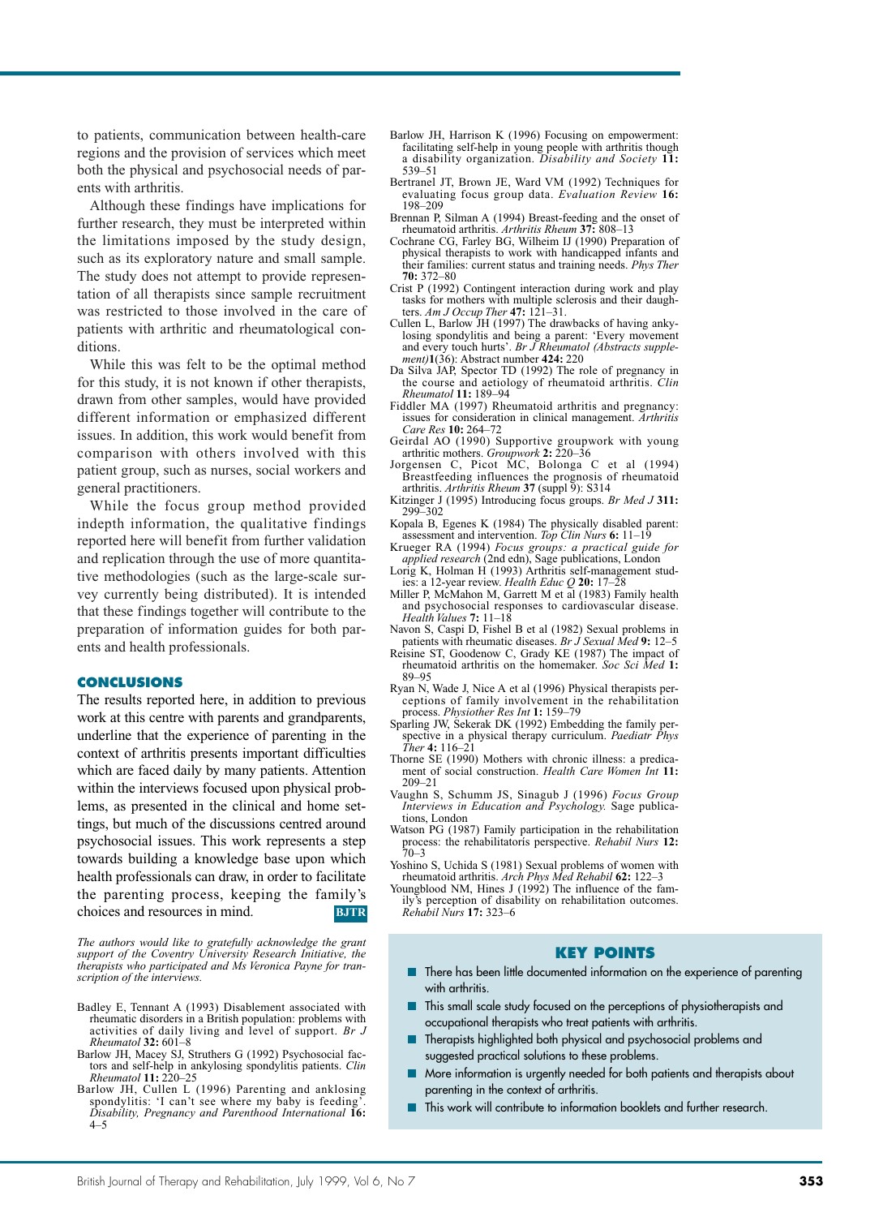to patients, communication between health-care regions and the provision of services which meet both the physical and psychosocial needs of parents with arthritis.

Although these findings have implications for further research, they must be interpreted within the limitations imposed by the study design, such as its exploratory nature and small sample. The study does not attempt to provide representation of all therapists since sample recruitment was restricted to those involved in the care of patients with arthritic and rheumatological conditions.

While this was felt to be the optimal method for this study, it is not known if other therapists, drawn from other samples, would have provided different information or emphasized different issues. In addition, this work would benefit from comparison with others involved with this patient group, such as nurses, social workers and general practitioners.

While the focus group method provided indepth information, the qualitative findings reported here will benefit from further validation and replication through the use of more quantitative methodologies (such as the large-scale survey currently being distributed). It is intended that these findings together will contribute to the preparation of information guides for both parents and health professionals.

## CONCLUSIONS

The results reported here, in addition to previous work at this centre with parents and grandparents, underline that the experience of parenting in the context of arthritis presents important difficulties which are faced daily by many patients. Attention within the interviews focused upon physical problems, as presented in the clinical and home settings, but much of the discussions centred around psychosocial issues. This work represents a step towards building a knowledge base upon which health professionals can draw, in order to facilitate the parenting process, keeping the family's choices and resources in mind. **BJTR**

*The authors would like to gratefully acknowledge the grant support of the Coventry University Research Initiative, the therapists who participated and Ms Veronica Payne for transcription of the interviews.*

Badley E, Tennant A (1993) Disablement associated with rheumatic disorders in a British population: problems with activities of daily living and level of support. *Br J Rheumatol* **32:** 601–8

Barlow JH, Macey SJ, Struthers G (1992) Psychosocial factors and self-help in ankylosing spondylitis patients. *Clin Rheumatol* **11:** 220–25

Barlow JH, Cullen L (1996) Parenting and anklosing spondylitis: 'I can't see where my baby is feeding'. *Disability, Pregnancy and Parenthood International* **16:** 4–5

Barlow JH, Harrison K (1996) Focusing on empowerment: facilitating self-help in young people with arthritis though a disability organization. *Disability and Society* **11:** 539–51

Bertranel JT, Brown JE, Ward VM (1992) Techniques for evaluating focus group data. *Evaluation Review* **16:** 198–209

Brennan P, Silman A (1994) Breast-feeding and the onset of rheumatoid arthritis. *Arthritis Rheum* **37:** 808–13

Cochrane CG, Farley BG, Wilheim IJ (1990) Preparation of physical therapists to work with handicapped infants and their families: current status and training needs. *Phys Ther* **70:** 372–80

Crist P (1992) Contingent interaction during work and play tasks for mothers with multiple sclerosis and their daughters. *Am J Occup Ther* **47:** 121–31.

Cullen L, Barlow JH (1997) The drawbacks of having ankylosing spondylitis and being a parent: 'Every movement and every touch hurts'. *Br J Rheumatol (Abstracts supplement)* **1**(36): Abstract number **424:** 220

Da Silva JAP, Spector TD (1992) The role of pregnancy in the course and aetiology of rheumatoid arthritis. *Clin Rheumatol* **11:** 189–94

Fiddler MA (1997) Rheumatoid arthritis and pregnancy: issues for consideration in clinical management. *Arthritis Care Res* **10:** 264–72

Geirdal AO (1990) Supportive groupwork with young arthritic mothers. *Groupwork* **2:** 220–36

Jorgensen C, Picot MC, Bolonga C et al (1994) Breastfeeding influences the prognosis of rheumatoid arthritis. *Arthritis Rheum* **37** (suppl 9): S314

Kitzinger J (1995) Introducing focus groups. *Br Med J* **311:** 299–302

Kopala B, Egenes K (1984) The physically disabled parent: assessment and intervention. *Top Clin Nurs* **6:** 11–19

Krueger RA (1994) *Focus groups: a practical guide for applied research* (2nd edn), Sage publications, London

Lorig K, Holman H (1993) Arthritis self-management studies: a 12-year review. *Health Educ Q* **20:** 17–28

Miller P, McMahon M, Garrett M et al (1983) Family health and psychosocial responses to cardiovascular disease. *Health Values* **7:** 11–18

Navon S, Caspi D, Fishel B et al (1982) Sexual problems in patients with rheumatic diseases. *Br J Sexual Med* **9:** 12–5

Reisine ST, Goodenow C, Grady KE (1987) The impact of rheumatoid arthritis on the homemaker. *Soc Sci Med* **1:** 89–95

Ryan N, Wade J, Nice A et al (1996) Physical therapists perceptions of family involvement in the rehabilitation process. *Physiother Res Int* **1:** 159–79

Sparling JW, Sekerak DK (1992) Embedding the family perspective in a physical therapy curriculum. *Paediatr Phys Ther* **4:** 116–21

Thorne SE (1990) Mothers with chronic illness: a predicament of social construction. *Health Care Women Int* **11:** 209–21

Vaughn S, Schumm JS, Sinagub J (1996) *Focus Group Interviews in Education and Psychology.* Sage publications, London

Watson PG (1987) Family participation in the rehabilitation process: the rehabilitatorís perspective. *Rehabil Nurs* **12:** 70–3

Yoshino S, Uchida S (1981) Sexual problems of women with rheumatoid arthritis. *Arch Phys Med Rehabil* **62:** 122–3

Youngblood NM, Hines J (1992) The influence of the family's perception of disability on rehabilitation outcomes. *Rehabil Nurs* **17:** 323–6

## KEY POINTS

- There has been little documented information on the experience of parenting with arthritis.
- This small scale study focused on the perceptions of physiotherapists and occupational therapists who treat patients with arthritis.
- Therapists highlighted both physical and psychosocial problems and suggested practical solutions to these problems.
- More information is urgently needed for both patients and therapists about parenting in the context of arthritis.
- This work will contribute to information booklets and further research.